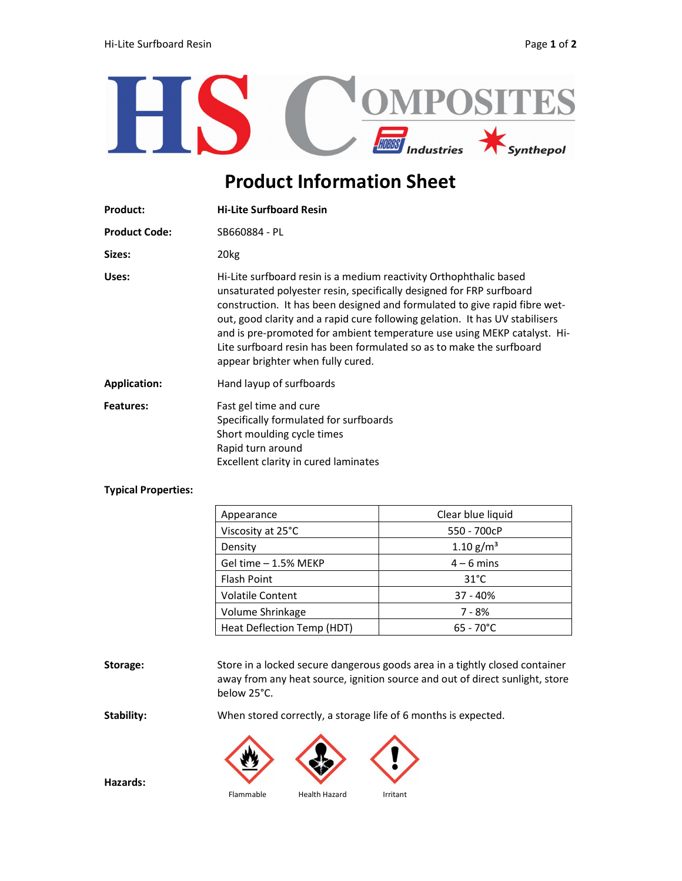# Product Information Sheet

**Product:** **Hi-Lite Surfboard Resin**

**Product Code:** SB660884 - PL

**Sizes:** 20kg

**Uses:** Hi-Lite surfboard resin is a medium reactivity Orthophthalic based unsaturated polyester resin, specifically designed for FRP surfboard construction. It has been designed and formulated to give rapid fibre wet-out, good clarity and a rapid cure following gelation. It has UV stabilisers and is pre-promoted for ambient temperature use using MEKP catalyst. Hi-Lite surfboard resin has been formulated so as to make the surfboard appear brighter when fully cured.

**Application:** Hand layup of surfboards

**Features:**

Fast gel time and cure
Specifically formulated for surfboards
Short moulding cycle times
Rapid turn around
Excellent clarity in cured laminates

**Typical Properties:**

| | |
|---|---|
| Appearance | Clear blue liquid |
| Viscosity at 25°C | 550 - 700cP |
| Density | 1.10 g/m³ |
| Gel time – 1.5% MEKP | 4 – 6 mins |
| Flash Point | 31°C |
| Volatile Content | 37 - 40% |
| Volume Shrinkage | 7 - 8% |
| Heat Deflection Temp (HDT) | 65 - 70°C |

**Storage:** Store in a locked secure dangerous goods area in a tightly closed container away from any heat source, ignition source and out of direct sunlight, store below 25°C.

**Stability:** When stored correctly, a storage life of 6 months is expected.

**Hazards:**

Flammable

Health Hazard

Irritant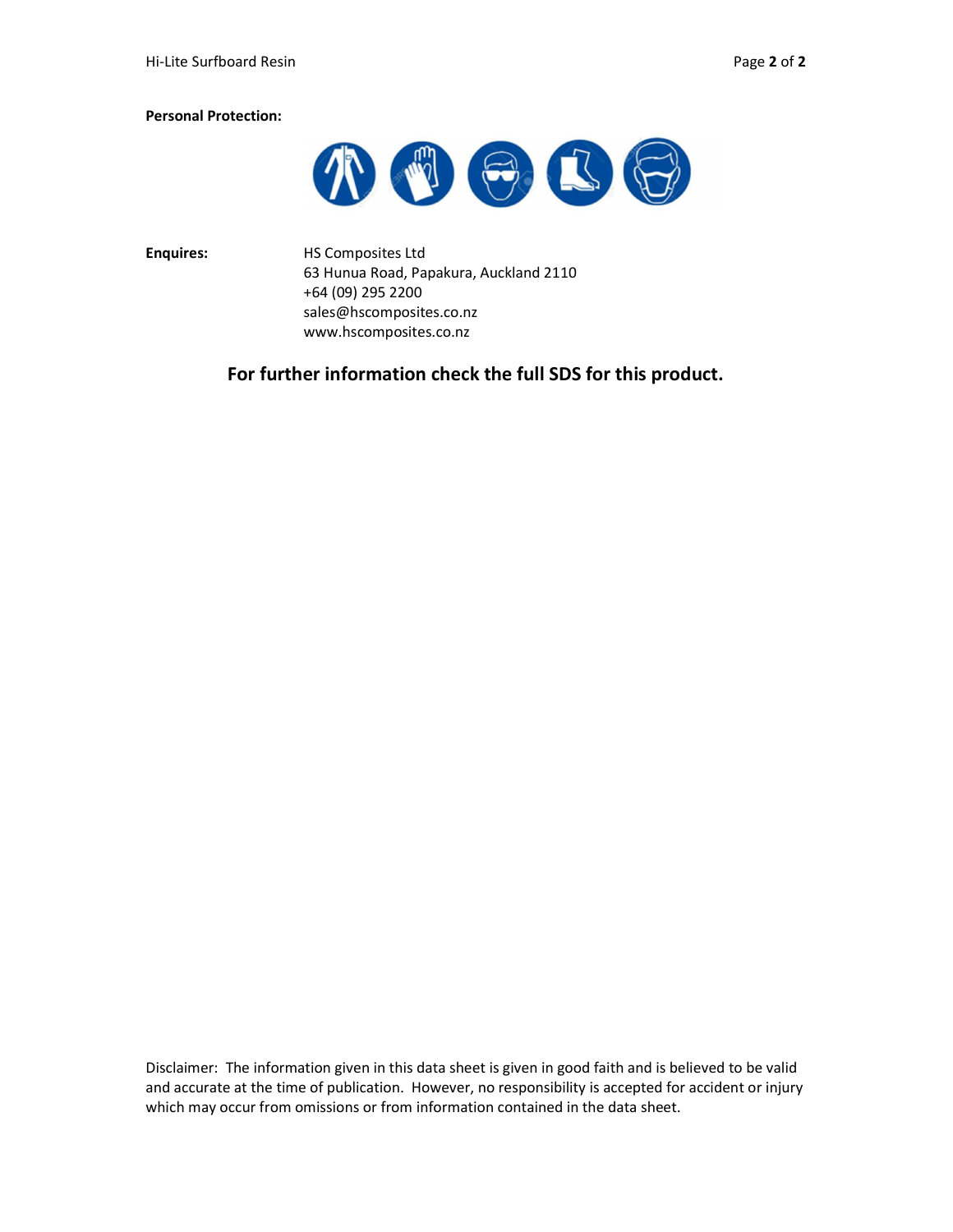**Personal Protection:**

**Enquires:**

HS Composites Ltd
63 Hunua Road, Papakura, Auckland 2110
+64 (09) 295 2200
sales@hscomposites.co.nz
www.hscomposites.co.nz

**For further information check the full SDS for this product.**

Disclaimer: The information given in this data sheet is given in good faith and is believed to be valid and accurate at the time of publication. However, no responsibility is accepted for accident or injury which may occur from omissions or from information contained in the data sheet.